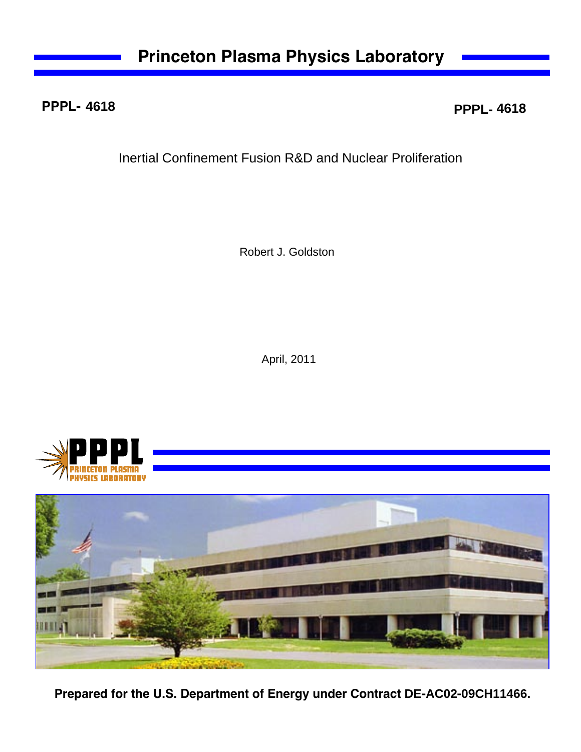# Princeton Plasma Physics Laboratory

**PPPL- 4618** **PPPL- 4618**

Inertial Confinement Fusion R&D and Nuclear Proliferation

Robert J. Goldston

April, 2011

**Prepared for the U.S. Department of Energy under Contract DE-AC02-09CH11466.**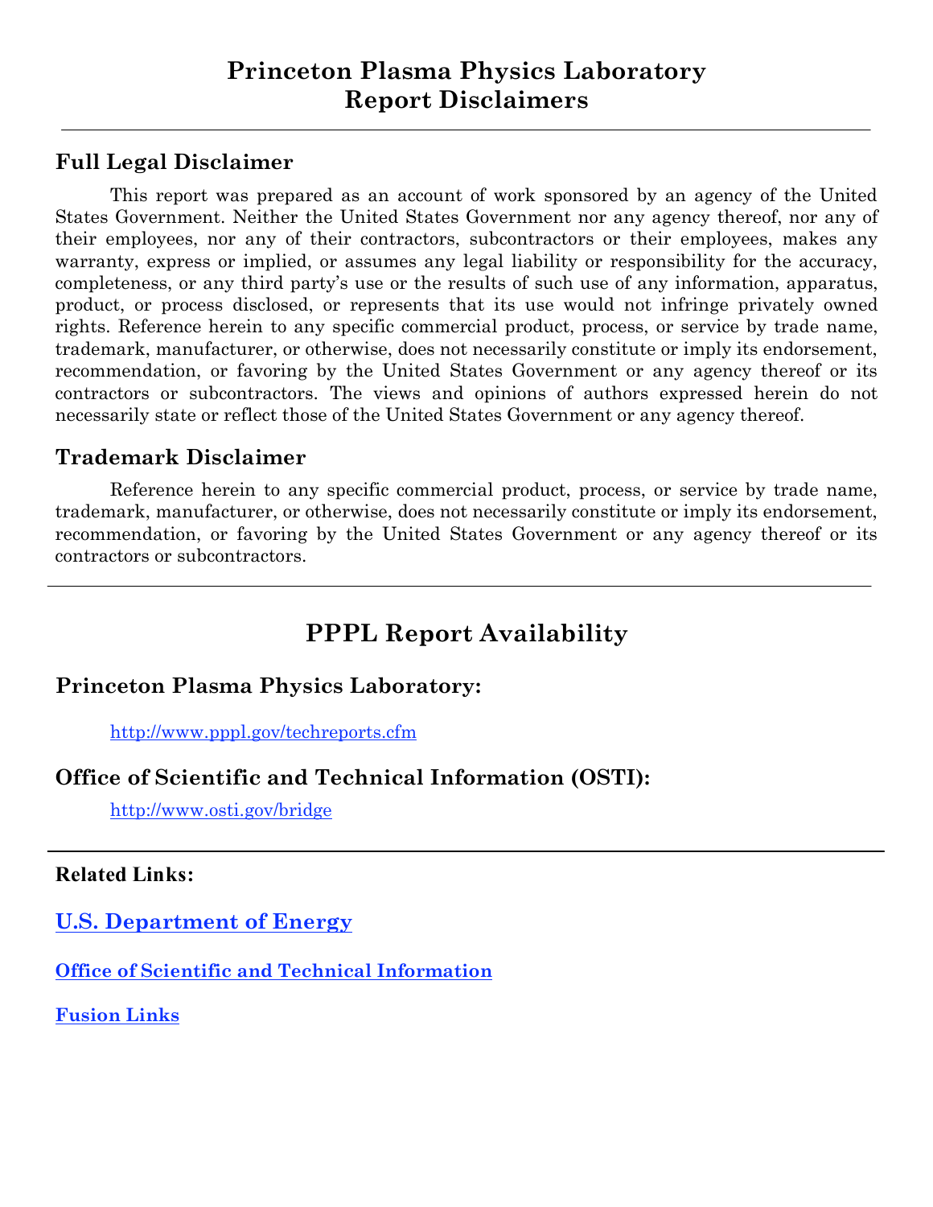# Princeton Plasma Physics Laboratory
# Report Disclaimers

---

## Full Legal Disclaimer

This report was prepared as an account of work sponsored by an agency of the United States Government. Neither the United States Government nor any agency thereof, nor any of their employees, nor any of their contractors, subcontractors or their employees, makes any warranty, express or implied, or assumes any legal liability or responsibility for the accuracy, completeness, or any third party's use or the results of such use of any information, apparatus, product, or process disclosed, or represents that its use would not infringe privately owned rights. Reference herein to any specific commercial product, process, or service by trade name, trademark, manufacturer, or otherwise, does not necessarily constitute or imply its endorsement, recommendation, or favoring by the United States Government or any agency thereof or its contractors or subcontractors. The views and opinions of authors expressed herein do not necessarily state or reflect those of the United States Government or any agency thereof.

## Trademark Disclaimer

Reference herein to any specific commercial product, process, or service by trade name, trademark, manufacturer, or otherwise, does not necessarily constitute or imply its endorsement, recommendation, or favoring by the United States Government or any agency thereof or its contractors or subcontractors.

---

# PPPL Report Availability

## Princeton Plasma Physics Laboratory:

http://www.pppl.gov/techreports.cfm

## Office of Scientific and Technical Information (OSTI):

http://www.osti.gov/bridge

---

**Related Links:**

**U.S. Department of Energy**

**Office of Scientific and Technical Information**

**Fusion Links**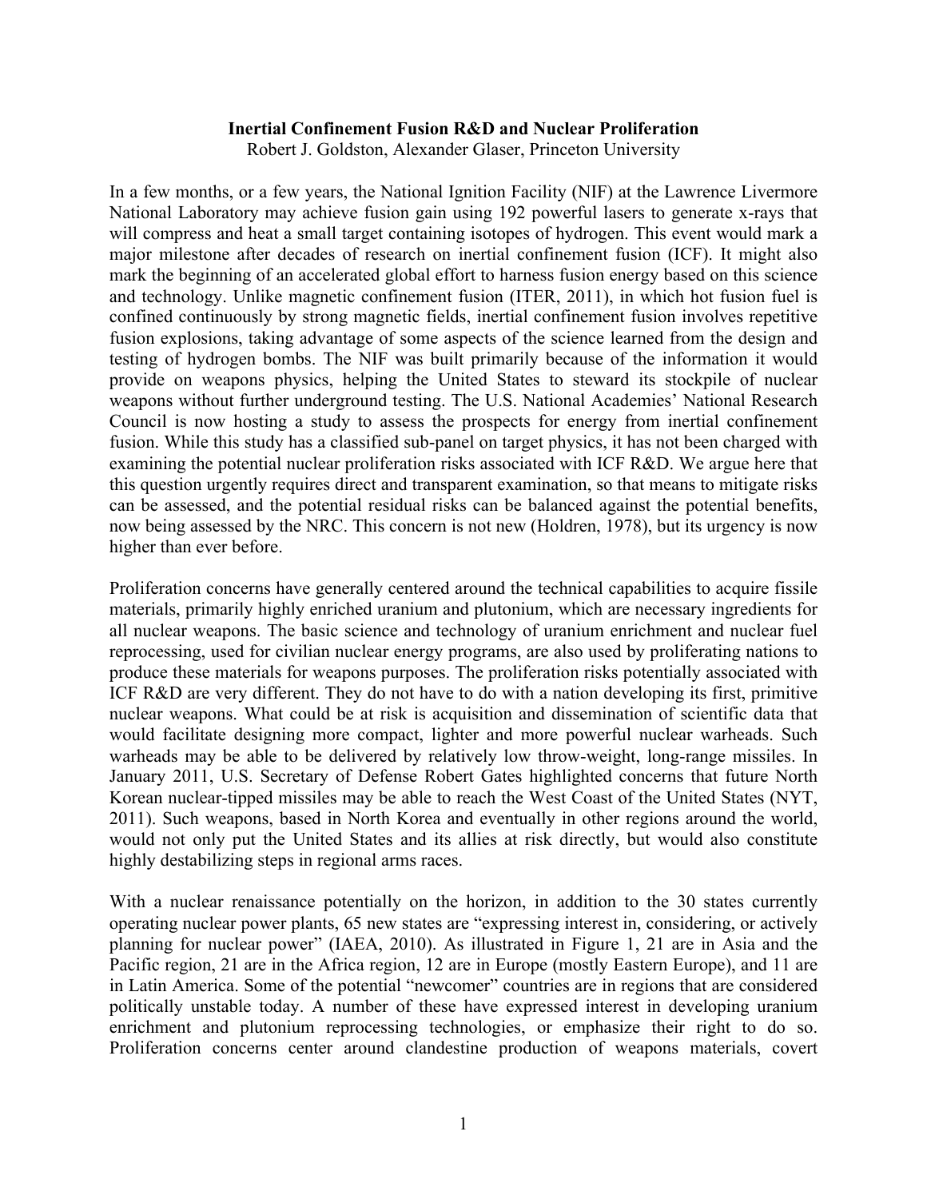**Inertial Confinement Fusion R&D and Nuclear Proliferation**

Robert J. Goldston, Alexander Glaser, Princeton University

In a few months, or a few years, the National Ignition Facility (NIF) at the Lawrence Livermore National Laboratory may achieve fusion gain using 192 powerful lasers to generate x-rays that will compress and heat a small target containing isotopes of hydrogen. This event would mark a major milestone after decades of research on inertial confinement fusion (ICF). It might also mark the beginning of an accelerated global effort to harness fusion energy based on this science and technology. Unlike magnetic confinement fusion (ITER, 2011), in which hot fusion fuel is confined continuously by strong magnetic fields, inertial confinement fusion involves repetitive fusion explosions, taking advantage of some aspects of the science learned from the design and testing of hydrogen bombs. The NIF was built primarily because of the information it would provide on weapons physics, helping the United States to steward its stockpile of nuclear weapons without further underground testing. The U.S. National Academies' National Research Council is now hosting a study to assess the prospects for energy from inertial confinement fusion. While this study has a classified sub-panel on target physics, it has not been charged with examining the potential nuclear proliferation risks associated with ICF R&D. We argue here that this question urgently requires direct and transparent examination, so that means to mitigate risks can be assessed, and the potential residual risks can be balanced against the potential benefits, now being assessed by the NRC. This concern is not new (Holdren, 1978), but its urgency is now higher than ever before.

Proliferation concerns have generally centered around the technical capabilities to acquire fissile materials, primarily highly enriched uranium and plutonium, which are necessary ingredients for all nuclear weapons. The basic science and technology of uranium enrichment and nuclear fuel reprocessing, used for civilian nuclear energy programs, are also used by proliferating nations to produce these materials for weapons purposes. The proliferation risks potentially associated with ICF R&D are very different. They do not have to do with a nation developing its first, primitive nuclear weapons. What could be at risk is acquisition and dissemination of scientific data that would facilitate designing more compact, lighter and more powerful nuclear warheads. Such warheads may be able to be delivered by relatively low throw-weight, long-range missiles. In January 2011, U.S. Secretary of Defense Robert Gates highlighted concerns that future North Korean nuclear-tipped missiles may be able to reach the West Coast of the United States (NYT, 2011). Such weapons, based in North Korea and eventually in other regions around the world, would not only put the United States and its allies at risk directly, but would also constitute highly destabilizing steps in regional arms races.

With a nuclear renaissance potentially on the horizon, in addition to the 30 states currently operating nuclear power plants, 65 new states are "expressing interest in, considering, or actively planning for nuclear power" (IAEA, 2010). As illustrated in Figure 1, 21 are in Asia and the Pacific region, 21 are in the Africa region, 12 are in Europe (mostly Eastern Europe), and 11 are in Latin America. Some of the potential "newcomer" countries are in regions that are considered politically unstable today. A number of these have expressed interest in developing uranium enrichment and plutonium reprocessing technologies, or emphasize their right to do so. Proliferation concerns center around clandestine production of weapons materials, covert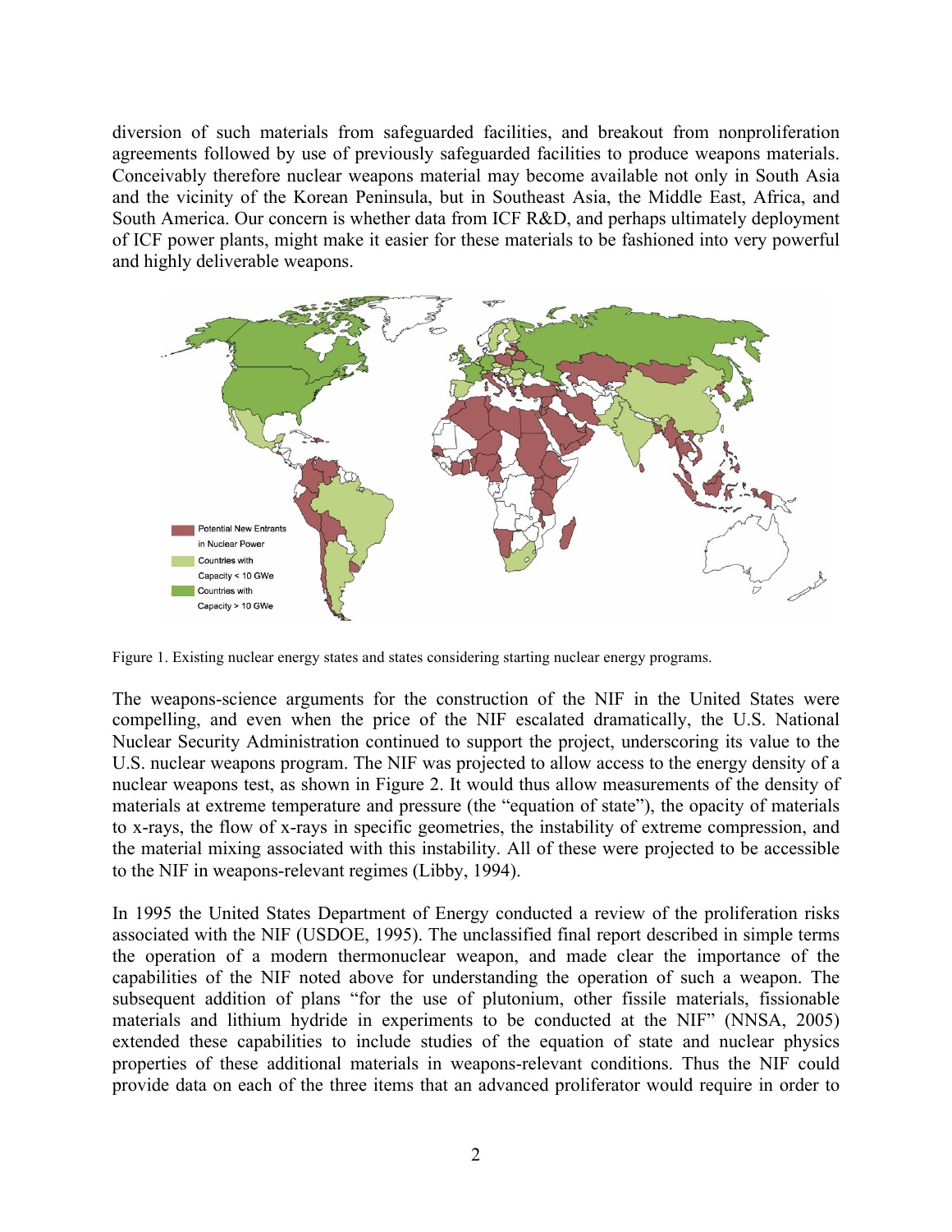diversion of such materials from safeguarded facilities, and breakout from nonproliferation agreements followed by use of previously safeguarded facilities to produce weapons materials. Conceivably therefore nuclear weapons material may become available not only in South Asia and the vicinity of the Korean Peninsula, but in Southeast Asia, the Middle East, Africa, and South America. Our concern is whether data from ICF R&D, and perhaps ultimately deployment of ICF power plants, might make it easier for these materials to be fashioned into very powerful and highly deliverable weapons.

Figure 1. Existing nuclear energy states and states considering starting nuclear energy programs.

The weapons-science arguments for the construction of the NIF in the United States were compelling, and even when the price of the NIF escalated dramatically, the U.S. National Nuclear Security Administration continued to support the project, underscoring its value to the U.S. nuclear weapons program. The NIF was projected to allow access to the energy density of a nuclear weapons test, as shown in Figure 2. It would thus allow measurements of the density of materials at extreme temperature and pressure (the "equation of state"), the opacity of materials to x-rays, the flow of x-rays in specific geometries, the instability of extreme compression, and the material mixing associated with this instability. All of these were projected to be accessible to the NIF in weapons-relevant regimes (Libby, 1994).

In 1995 the United States Department of Energy conducted a review of the proliferation risks associated with the NIF (USDOE, 1995). The unclassified final report described in simple terms the operation of a modern thermonuclear weapon, and made clear the importance of the capabilities of the NIF noted above for understanding the operation of such a weapon. The subsequent addition of plans "for the use of plutonium, other fissile materials, fissionable materials and lithium hydride in experiments to be conducted at the NIF" (NNSA, 2005) extended these capabilities to include studies of the equation of state and nuclear physics properties of these additional materials in weapons-relevant conditions. Thus the NIF could provide data on each of the three items that an advanced proliferator would require in order to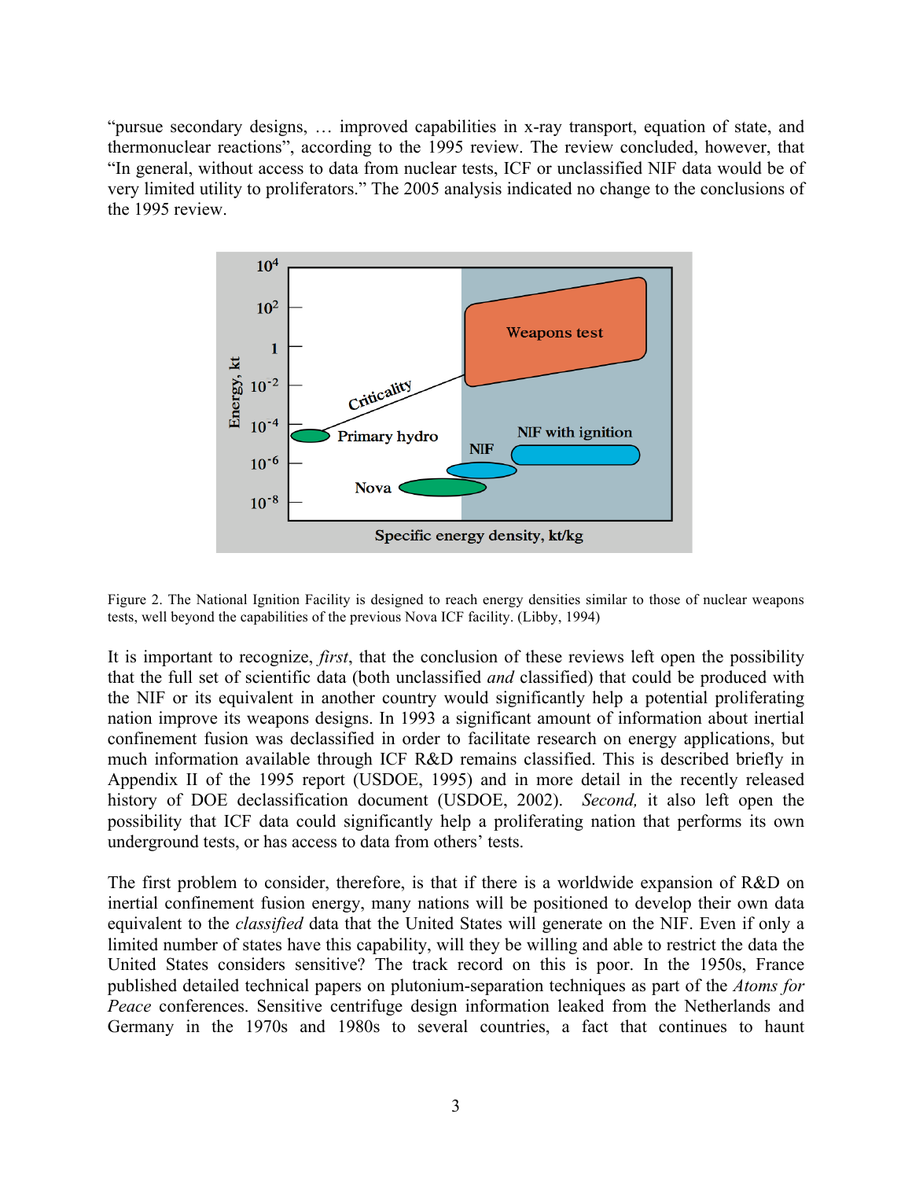"pursue secondary designs, … improved capabilities in x-ray transport, equation of state, and thermonuclear reactions", according to the 1995 review. The review concluded, however, that "In general, without access to data from nuclear tests, ICF or unclassified NIF data would be of very limited utility to proliferators." The 2005 analysis indicated no change to the conclusions of the 1995 review.

Figure 2. The National Ignition Facility is designed to reach energy densities similar to those of nuclear weapons tests, well beyond the capabilities of the previous Nova ICF facility. (Libby, 1994)

It is important to recognize, *first*, that the conclusion of these reviews left open the possibility that the full set of scientific data (both unclassified *and* classified) that could be produced with the NIF or its equivalent in another country would significantly help a potential proliferating nation improve its weapons designs. In 1993 a significant amount of information about inertial confinement fusion was declassified in order to facilitate research on energy applications, but much information available through ICF R&D remains classified. This is described briefly in Appendix II of the 1995 report (USDOE, 1995) and in more detail in the recently released history of DOE declassification document (USDOE, 2002). *Second,* it also left open the possibility that ICF data could significantly help a proliferating nation that performs its own underground tests, or has access to data from others' tests.

The first problem to consider, therefore, is that if there is a worldwide expansion of R&D on inertial confinement fusion energy, many nations will be positioned to develop their own data equivalent to the *classified* data that the United States will generate on the NIF. Even if only a limited number of states have this capability, will they be willing and able to restrict the data the United States considers sensitive? The track record on this is poor. In the 1950s, France published detailed technical papers on plutonium-separation techniques as part of the *Atoms for Peace* conferences. Sensitive centrifuge design information leaked from the Netherlands and Germany in the 1970s and 1980s to several countries, a fact that continues to haunt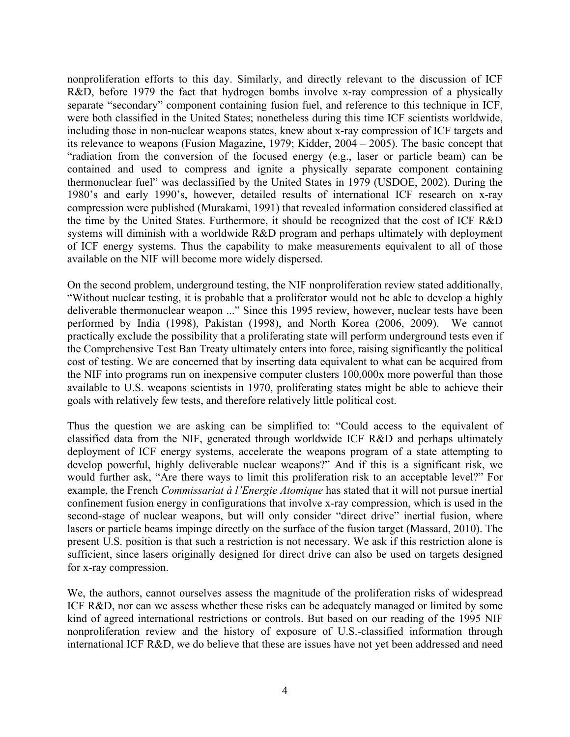nonproliferation efforts to this day. Similarly, and directly relevant to the discussion of ICF R&D, before 1979 the fact that hydrogen bombs involve x-ray compression of a physically separate "secondary" component containing fusion fuel, and reference to this technique in ICF, were both classified in the United States; nonetheless during this time ICF scientists worldwide, including those in non-nuclear weapons states, knew about x-ray compression of ICF targets and its relevance to weapons (Fusion Magazine, 1979; Kidder, 2004 – 2005). The basic concept that "radiation from the conversion of the focused energy (e.g., laser or particle beam) can be contained and used to compress and ignite a physically separate component containing thermonuclear fuel" was declassified by the United States in 1979 (USDOE, 2002). During the 1980's and early 1990's, however, detailed results of international ICF research on x-ray compression were published (Murakami, 1991) that revealed information considered classified at the time by the United States. Furthermore, it should be recognized that the cost of ICF R&D systems will diminish with a worldwide R&D program and perhaps ultimately with deployment of ICF energy systems. Thus the capability to make measurements equivalent to all of those available on the NIF will become more widely dispersed.

On the second problem, underground testing, the NIF nonproliferation review stated additionally, "Without nuclear testing, it is probable that a proliferator would not be able to develop a highly deliverable thermonuclear weapon ..." Since this 1995 review, however, nuclear tests have been performed by India (1998), Pakistan (1998), and North Korea (2006, 2009). We cannot practically exclude the possibility that a proliferating state will perform underground tests even if the Comprehensive Test Ban Treaty ultimately enters into force, raising significantly the political cost of testing. We are concerned that by inserting data equivalent to what can be acquired from the NIF into programs run on inexpensive computer clusters 100,000x more powerful than those available to U.S. weapons scientists in 1970, proliferating states might be able to achieve their goals with relatively few tests, and therefore relatively little political cost.

Thus the question we are asking can be simplified to: "Could access to the equivalent of classified data from the NIF, generated through worldwide ICF R&D and perhaps ultimately deployment of ICF energy systems, accelerate the weapons program of a state attempting to develop powerful, highly deliverable nuclear weapons?" And if this is a significant risk, we would further ask, "Are there ways to limit this proliferation risk to an acceptable level?" For example, the French *Commissariat à l'Energie Atomique* has stated that it will not pursue inertial confinement fusion energy in configurations that involve x-ray compression, which is used in the second-stage of nuclear weapons, but will only consider "direct drive" inertial fusion, where lasers or particle beams impinge directly on the surface of the fusion target (Massard, 2010). The present U.S. position is that such a restriction is not necessary. We ask if this restriction alone is sufficient, since lasers originally designed for direct drive can also be used on targets designed for x-ray compression.

We, the authors, cannot ourselves assess the magnitude of the proliferation risks of widespread ICF R&D, nor can we assess whether these risks can be adequately managed or limited by some kind of agreed international restrictions or controls. But based on our reading of the 1995 NIF nonproliferation review and the history of exposure of U.S.-classified information through international ICF R&D, we do believe that these are issues have not yet been addressed and need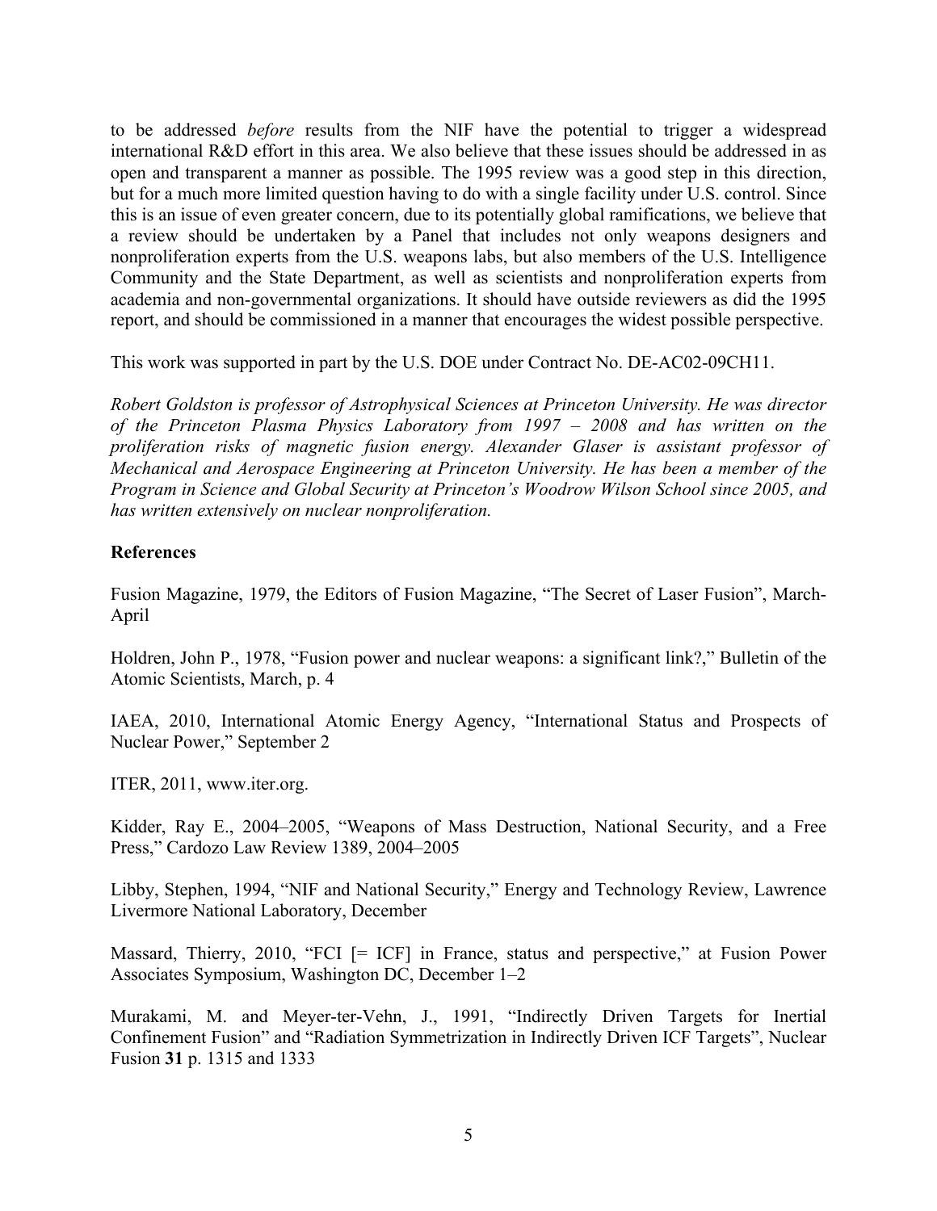to be addressed *before* results from the NIF have the potential to trigger a widespread international R&D effort in this area. We also believe that these issues should be addressed in as open and transparent a manner as possible. The 1995 review was a good step in this direction, but for a much more limited question having to do with a single facility under U.S. control. Since this is an issue of even greater concern, due to its potentially global ramifications, we believe that a review should be undertaken by a Panel that includes not only weapons designers and nonproliferation experts from the U.S. weapons labs, but also members of the U.S. Intelligence Community and the State Department, as well as scientists and nonproliferation experts from academia and non-governmental organizations. It should have outside reviewers as did the 1995 report, and should be commissioned in a manner that encourages the widest possible perspective.

This work was supported in part by the U.S. DOE under Contract No. DE-AC02-09CH11.

*Robert Goldston is professor of Astrophysical Sciences at Princeton University. He was director of the Princeton Plasma Physics Laboratory from 1997 – 2008 and has written on the proliferation risks of magnetic fusion energy. Alexander Glaser is assistant professor of Mechanical and Aerospace Engineering at Princeton University. He has been a member of the Program in Science and Global Security at Princeton's Woodrow Wilson School since 2005, and has written extensively on nuclear nonproliferation.*

**References**

Fusion Magazine, 1979, the Editors of Fusion Magazine, "The Secret of Laser Fusion", March-April

Holdren, John P., 1978, "Fusion power and nuclear weapons: a significant link?," Bulletin of the Atomic Scientists, March, p. 4

IAEA, 2010, International Atomic Energy Agency, "International Status and Prospects of Nuclear Power," September 2

ITER, 2011, www.iter.org.

Kidder, Ray E., 2004–2005, "Weapons of Mass Destruction, National Security, and a Free Press," Cardozo Law Review 1389, 2004–2005

Libby, Stephen, 1994, "NIF and National Security," Energy and Technology Review, Lawrence Livermore National Laboratory, December

Massard, Thierry, 2010, "FCI [= ICF] in France, status and perspective," at Fusion Power Associates Symposium, Washington DC, December 1–2

Murakami, M. and Meyer-ter-Vehn, J., 1991, "Indirectly Driven Targets for Inertial Confinement Fusion" and "Radiation Symmetrization in Indirectly Driven ICF Targets", Nuclear Fusion **31** p. 1315 and 1333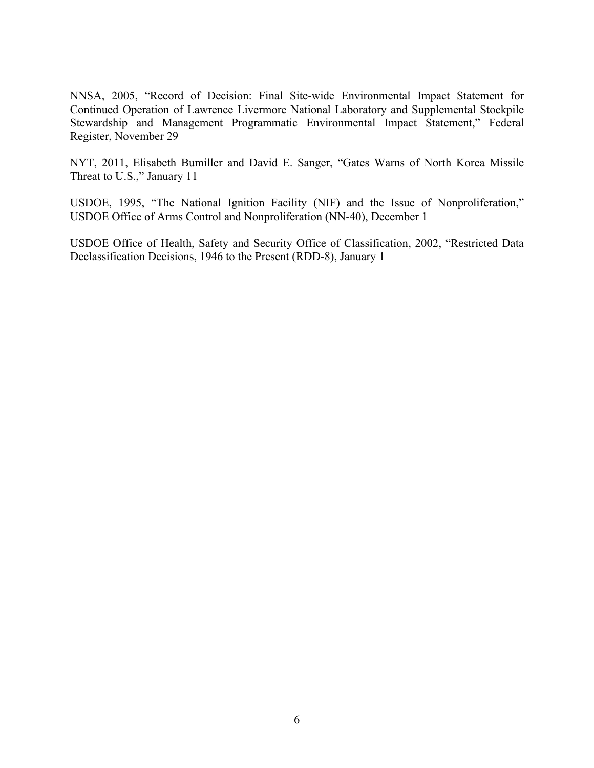NNSA, 2005, "Record of Decision: Final Site-wide Environmental Impact Statement for Continued Operation of Lawrence Livermore National Laboratory and Supplemental Stockpile Stewardship and Management Programmatic Environmental Impact Statement," Federal Register, November 29

NYT, 2011, Elisabeth Bumiller and David E. Sanger, "Gates Warns of North Korea Missile Threat to U.S.," January 11

USDOE, 1995, "The National Ignition Facility (NIF) and the Issue of Nonproliferation," USDOE Office of Arms Control and Nonproliferation (NN-40), December 1

USDOE Office of Health, Safety and Security Office of Classification, 2002, "Restricted Data Declassification Decisions, 1946 to the Present (RDD-8), January 1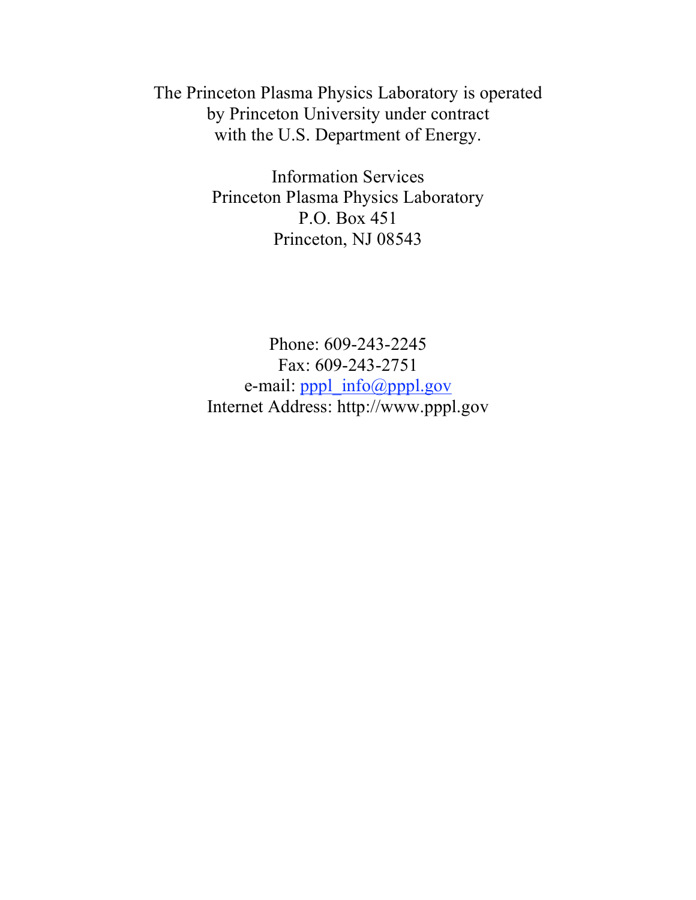The Princeton Plasma Physics Laboratory is operated by Princeton University under contract with the U.S. Department of Energy.

Information Services
Princeton Plasma Physics Laboratory
P.O. Box 451
Princeton, NJ 08543

Phone: 609-243-2245
Fax: 609-243-2751
e-mail: pppl_info@pppl.gov
Internet Address: http://www.pppl.gov